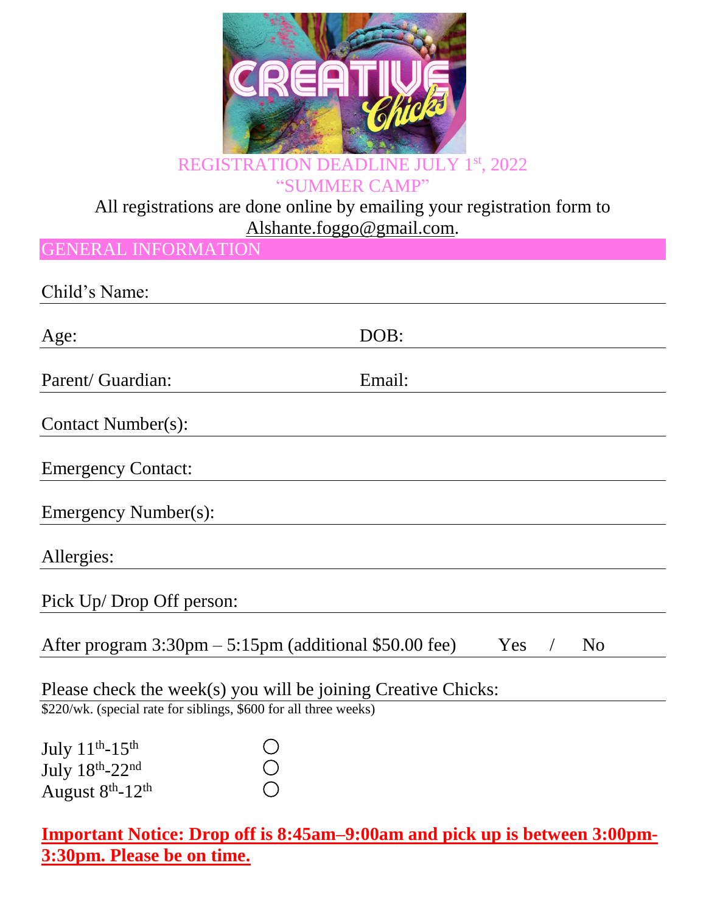REGISTRATION DEADLINE JULY 1st, 2022

"SUMMER CAMP"

All registrations are done online by emailing your registration form to Alshante.foggo@gmail.com.

## GENERAL INFORMATION

Child's Name:

Age: DOB:

Parent/ Guardian: Email:

Contact Number(s):

Emergency Contact:

Emergency Number(s):

Allergies:

Pick Up/ Drop Off person:

After program 3:30pm – 5:15pm (additional $50.00 fee) Yes / No

Please check the week(s) you will be joining Creative Chicks:

$220/wk. (special rate for siblings, $600 for all three weeks)

July 11th-15th ○
July 18th-22nd ○
August 8th-12th ○

**Important Notice: Drop off is 8:45am–9:00am and pick up is between 3:00pm-3:30pm. Please be on time.**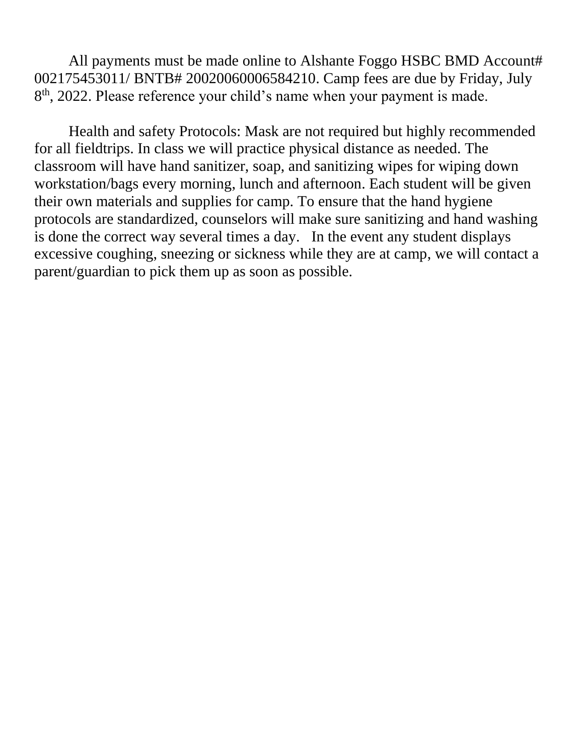All payments must be made online to Alshante Foggo HSBC BMD Account# 002175453011/ BNTB# 20020060006584210. Camp fees are due by Friday, July 8th, 2022. Please reference your child's name when your payment is made.

Health and safety Protocols: Mask are not required but highly recommended for all fieldtrips. In class we will practice physical distance as needed. The classroom will have hand sanitizer, soap, and sanitizing wipes for wiping down workstation/bags every morning, lunch and afternoon. Each student will be given their own materials and supplies for camp. To ensure that the hand hygiene protocols are standardized, counselors will make sure sanitizing and hand washing is done the correct way several times a day. In the event any student displays excessive coughing, sneezing or sickness while they are at camp, we will contact a parent/guardian to pick them up as soon as possible.